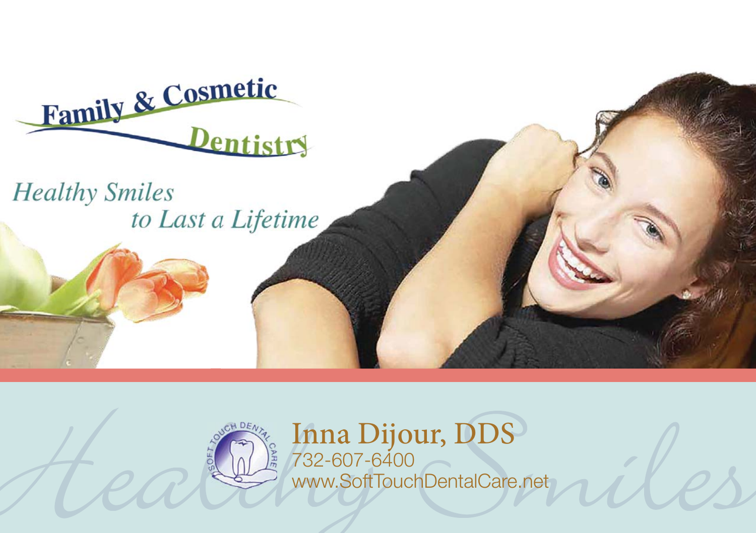# Family & Cosmetic Dentistry

*Healthy Smiles to Last a Lifetime*

SOFT TOUCH DENTAL CARE

## Inna Dijour, DDS

732-607-6400

www.SoftTouchDentalCare.net

*Healthy Smiles*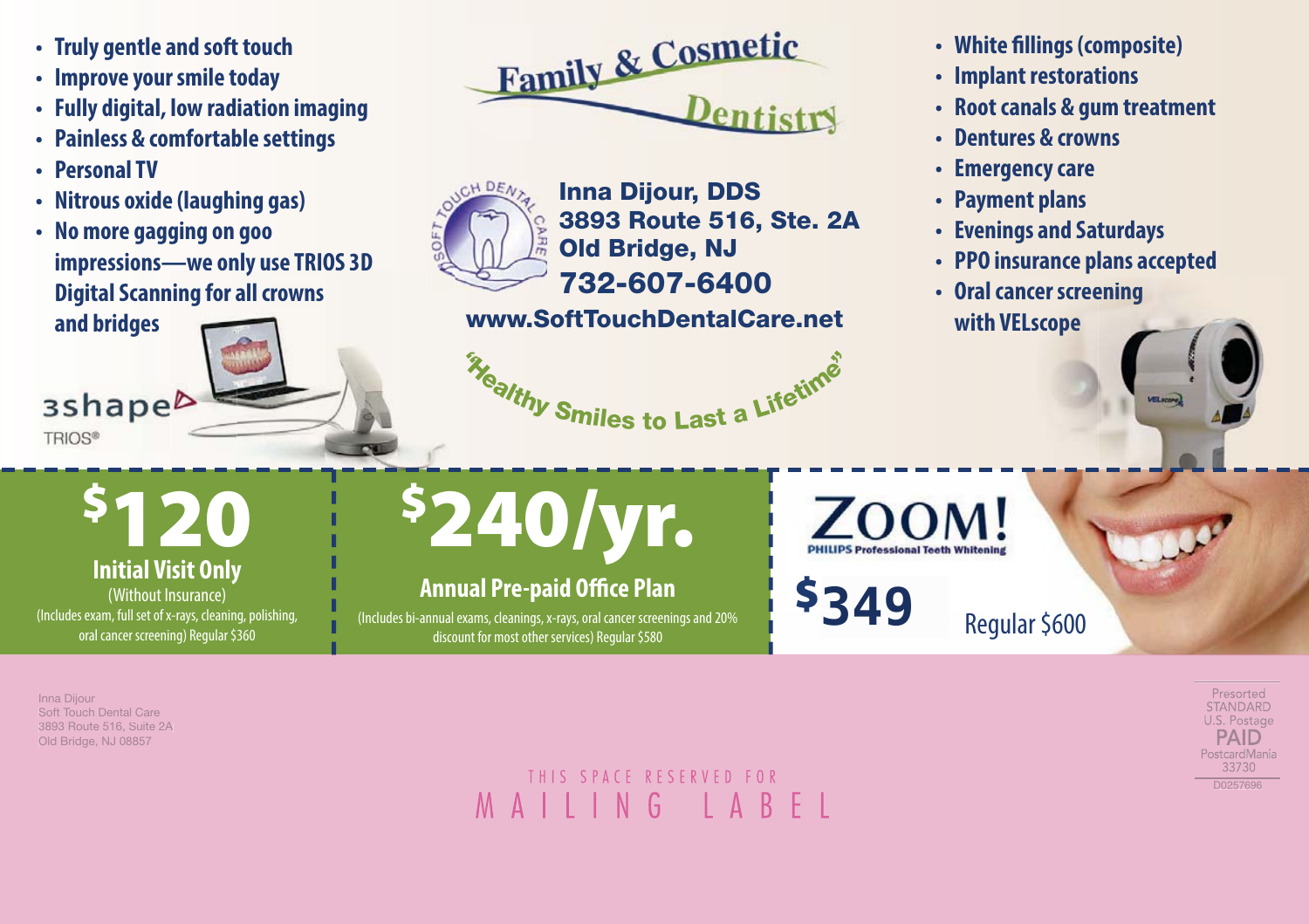- Truly gentle and soft touch
- Improve your smile today
- Fully digital, low radiation imaging
- Painless & comfortable settings
- Personal TV
- Nitrous oxide (laughing gas)
- No more gagging on goo impressions—we only use TRIOS 3D Digital Scanning for all crowns and bridges

3shape TRIOS®

# Family & Cosmetic Dentistry

SOFT TOUCH DENTAL CARE

**Inna Dijour, DDS**
**3893 Route 516, Ste. 2A**
**Old Bridge, NJ**
**732-607-6400**

**www.SoftTouchDentalCare.net**

"Healthy Smiles to Last a Lifetime"

- White fillings (composite)
- Implant restorations
- Root canals & gum treatment
- Dentures & crowns
- Emergency care
- Payment plans
- Evenings and Saturdays
- PPO insurance plans accepted
- Oral cancer screening with VELscope

## $120

**Initial Visit Only**
(Without Insurance)
(Includes exam, full set of x-rays, cleaning, polishing, oral cancer screening) Regular $360

## $240/yr.

**Annual Pre-paid Office Plan**
(Includes bi-annual exams, cleanings, x-rays, oral cancer screenings and 20% discount for most other services) Regular $580

## ZOOM!

PHILIPS Professional Teeth Whitening

**$349** Regular $600

Inna Dijour
Soft Touch Dental Care
3893 Route 516, Suite 2A
Old Bridge, NJ 08857

Presorted
STANDARD
U.S. Postage
PAID
PostcardMania
33730
D0257696

THIS SPACE RESERVED FOR
MAILING LABEL